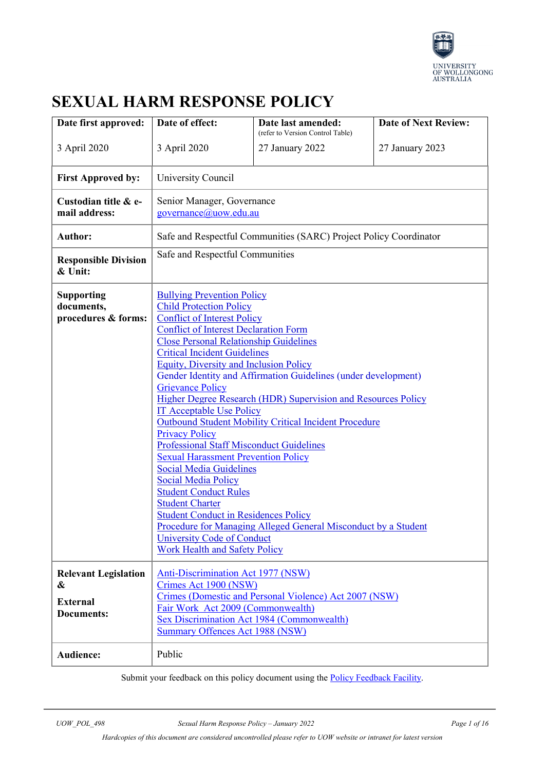UNIVERSITY OF WOLLONGONG AUSTRALIA

# SEXUAL HARM RESPONSE POLICY

| Date first approved: | Date of effect: | Date last amended: (refer to Version Control Table) | Date of Next Review: |
|---|---|---|---|
| 3 April 2020 | 3 April 2020 | 27 January 2022 | 27 January 2023 |

| | |
|---|---|
| **First Approved by:** | University Council |
| **Custodian title & e-mail address:** | Senior Manager, Governance<br>governance@uow.edu.au |
| **Author:** | Safe and Respectful Communities (SARC) Project Policy Coordinator |
| **Responsible Division & Unit:** | Safe and Respectful Communities |
| **Supporting documents, procedures & forms:** | Bullying Prevention Policy<br>Child Protection Policy<br>Conflict of Interest Policy<br>Conflict of Interest Declaration Form<br>Close Personal Relationship Guidelines<br>Critical Incident Guidelines<br>Equity, Diversity and Inclusion Policy<br>Gender Identity and Affirmation Guidelines (under development)<br>Grievance Policy<br>Higher Degree Research (HDR) Supervision and Resources Policy<br>IT Acceptable Use Policy<br>Outbound Student Mobility Critical Incident Procedure<br>Privacy Policy<br>Professional Staff Misconduct Guidelines<br>Sexual Harassment Prevention Policy<br>Social Media Guidelines<br>Social Media Policy<br>Student Conduct Rules<br>Student Charter<br>Student Conduct in Residences Policy<br>Procedure for Managing Alleged General Misconduct by a Student<br>University Code of Conduct<br>Work Health and Safety Policy |
| **Relevant Legislation & External Documents:** | Anti-Discrimination Act 1977 (NSW)<br>Crimes Act 1900 (NSW)<br>Crimes (Domestic and Personal Violence) Act 2007 (NSW)<br>Fair Work Act 2009 (Commonwealth)<br>Sex Discrimination Act 1984 (Commonwealth)<br>Summary Offences Act 1988 (NSW) |
| **Audience:** | Public |

Submit your feedback on this policy document using the Policy Feedback Facility.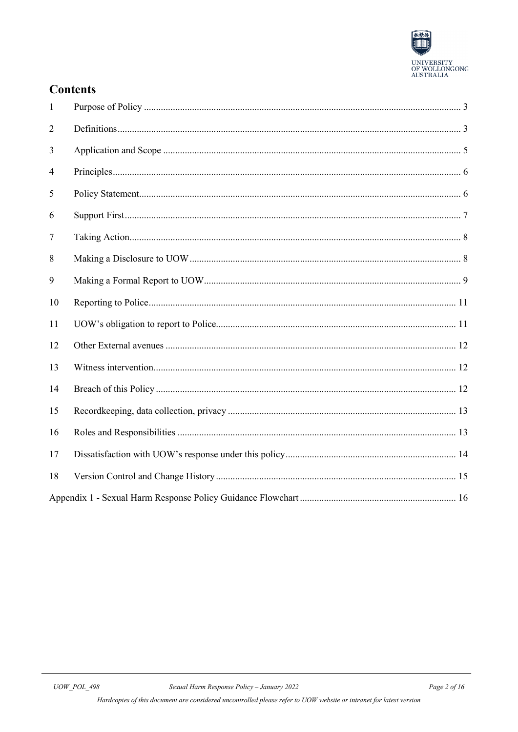## Contents

| | | |
|---|---|---|
| 1 | Purpose of Policy | 3 |
| 2 | Definitions | 3 |
| 3 | Application and Scope | 5 |
| 4 | Principles | 6 |
| 5 | Policy Statement | 6 |
| 6 | Support First | 7 |
| 7 | Taking Action | 8 |
| 8 | Making a Disclosure to UOW | 8 |
| 9 | Making a Formal Report to UOW | 9 |
| 10 | Reporting to Police | 11 |
| 11 | UOW's obligation to report to Police | 11 |
| 12 | Other External avenues | 12 |
| 13 | Witness intervention | 12 |
| 14 | Breach of this Policy | 12 |
| 15 | Recordkeeping, data collection, privacy | 13 |
| 16 | Roles and Responsibilities | 13 |
| 17 | Dissatisfaction with UOW's response under this policy | 14 |
| 18 | Version Control and Change History | 15 |
| | Appendix 1 - Sexual Harm Response Policy Guidance Flowchart | 16 |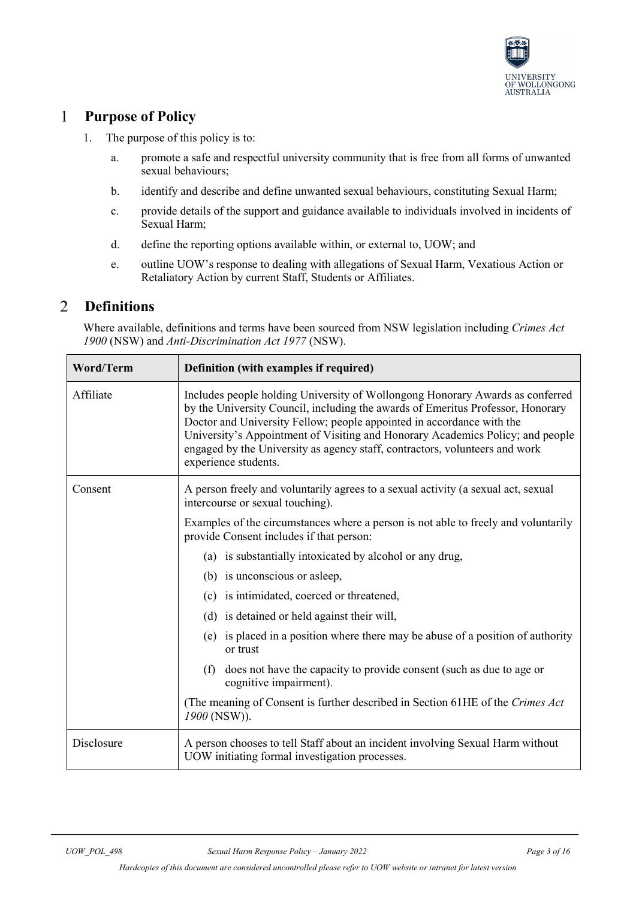## 1 Purpose of Policy

1. The purpose of this policy is to:

   a. promote a safe and respectful university community that is free from all forms of unwanted sexual behaviours;

   b. identify and describe and define unwanted sexual behaviours, constituting Sexual Harm;

   c. provide details of the support and guidance available to individuals involved in incidents of Sexual Harm;

   d. define the reporting options available within, or external to, UOW; and

   e. outline UOW's response to dealing with allegations of Sexual Harm, Vexatious Action or Retaliatory Action by current Staff, Students or Affiliates.

## 2 Definitions

Where available, definitions and terms have been sourced from NSW legislation including *Crimes Act 1900* (NSW) and *Anti-Discrimination Act 1977* (NSW).

| Word/Term | Definition (with examples if required) |
| --- | --- |
| Affiliate | Includes people holding University of Wollongong Honorary Awards as conferred by the University Council, including the awards of Emeritus Professor, Honorary Doctor and University Fellow; people appointed in accordance with the University's Appointment of Visiting and Honorary Academics Policy; and people engaged by the University as agency staff, contractors, volunteers and work experience students. |
| Consent | A person freely and voluntarily agrees to a sexual activity (a sexual act, sexual intercourse or sexual touching).<br><br>Examples of the circumstances where a person is not able to freely and voluntarily provide Consent includes if that person:<br>(a) is substantially intoxicated by alcohol or any drug,<br>(b) is unconscious or asleep,<br>(c) is intimidated, coerced or threatened,<br>(d) is detained or held against their will,<br>(e) is placed in a position where there may be abuse of a position of authority or trust<br>(f) does not have the capacity to provide consent (such as due to age or cognitive impairment).<br><br>(The meaning of Consent is further described in Section 61HE of the *Crimes Act 1900* (NSW)). |
| Disclosure | A person chooses to tell Staff about an incident involving Sexual Harm without UOW initiating formal investigation processes. |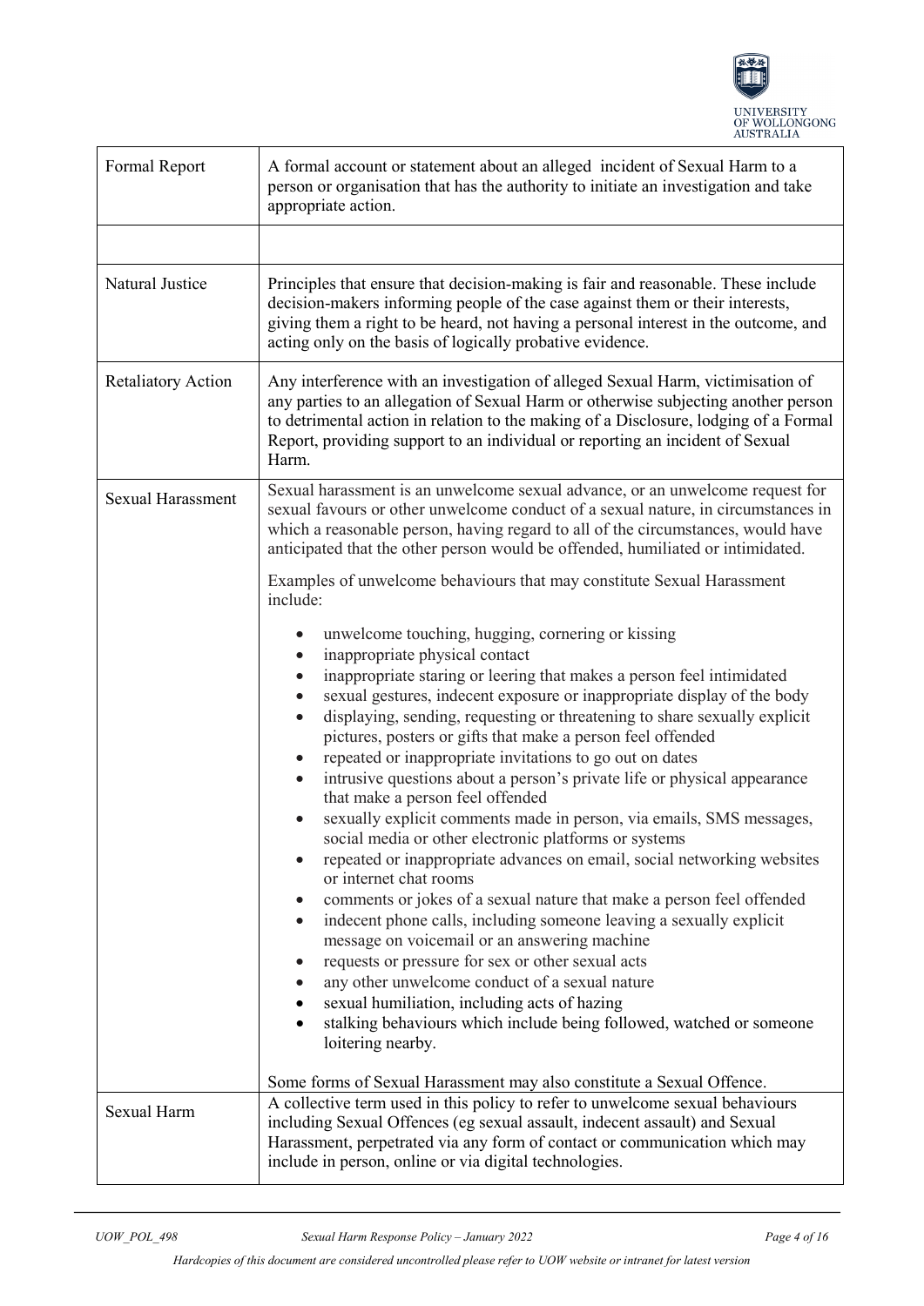| | |
|---|---|
| Formal Report | A formal account or statement about an alleged incident of Sexual Harm to a person or organisation that has the authority to initiate an investigation and take appropriate action. |
| | |
| Natural Justice | Principles that ensure that decision-making is fair and reasonable. These include decision-makers informing people of the case against them or their interests, giving them a right to be heard, not having a personal interest in the outcome, and acting only on the basis of logically probative evidence. |
| Retaliatory Action | Any interference with an investigation of alleged Sexual Harm, victimisation of any parties to an allegation of Sexual Harm or otherwise subjecting another person to detrimental action in relation to the making of a Disclosure, lodging of a Formal Report, providing support to an individual or reporting an incident of Sexual Harm. |
| Sexual Harassment | Sexual harassment is an unwelcome sexual advance, or an unwelcome request for sexual favours or other unwelcome conduct of a sexual nature, in circumstances in which a reasonable person, having regard to all of the circumstances, would have anticipated that the other person would be offended, humiliated or intimidated.<br><br>Examples of unwelcome behaviours that may constitute Sexual Harassment include:<br><br>• unwelcome touching, hugging, cornering or kissing<br>• inappropriate physical contact<br>• inappropriate staring or leering that makes a person feel intimidated<br>• sexual gestures, indecent exposure or inappropriate display of the body<br>• displaying, sending, requesting or threatening to share sexually explicit pictures, posters or gifts that make a person feel offended<br>• repeated or inappropriate invitations to go out on dates<br>• intrusive questions about a person's private life or physical appearance that make a person feel offended<br>• sexually explicit comments made in person, via emails, SMS messages, social media or other electronic platforms or systems<br>• repeated or inappropriate advances on email, social networking websites or internet chat rooms<br>• comments or jokes of a sexual nature that make a person feel offended<br>• indecent phone calls, including someone leaving a sexually explicit message on voicemail or an answering machine<br>• requests or pressure for sex or other sexual acts<br>• any other unwelcome conduct of a sexual nature<br>• sexual humiliation, including acts of hazing<br>• stalking behaviours which include being followed, watched or someone loitering nearby.<br><br>Some forms of Sexual Harassment may also constitute a Sexual Offence. |
| Sexual Harm | A collective term used in this policy to refer to unwelcome sexual behaviours including Sexual Offences (eg sexual assault, indecent assault) and Sexual Harassment, perpetrated via any form of contact or communication which may include in person, online or via digital technologies. |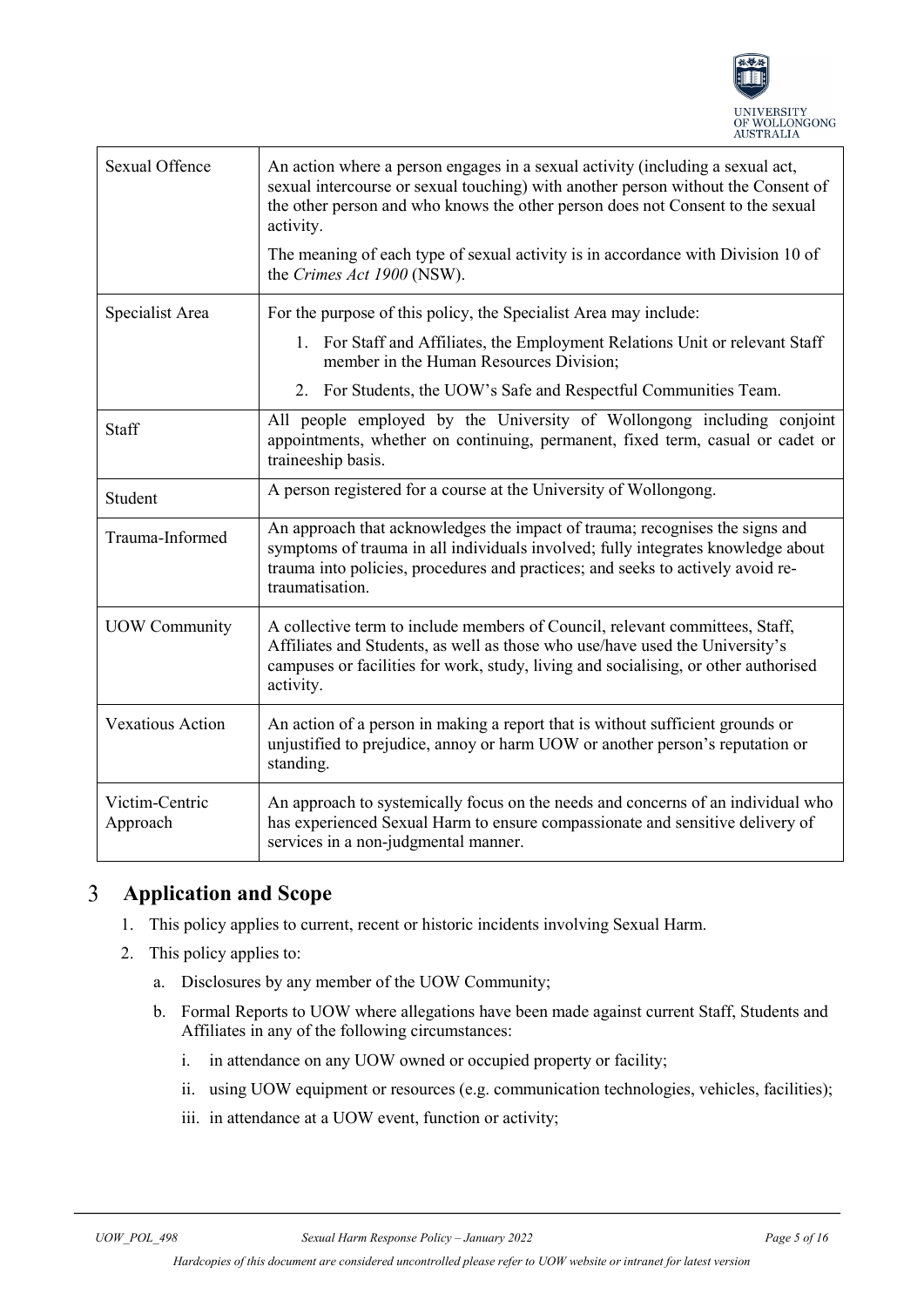| | |
|---|---|
| Sexual Offence | An action where a person engages in a sexual activity (including a sexual act, sexual intercourse or sexual touching) with another person without the Consent of the other person and who knows the other person does not Consent to the sexual activity.<br><br>The meaning of each type of sexual activity is in accordance with Division 10 of the *Crimes Act 1900* (NSW). |
| Specialist Area | For the purpose of this policy, the Specialist Area may include:<br>1. For Staff and Affiliates, the Employment Relations Unit or relevant Staff member in the Human Resources Division;<br>2. For Students, the UOW's Safe and Respectful Communities Team. |
| Staff | All people employed by the University of Wollongong including conjoint appointments, whether on continuing, permanent, fixed term, casual or cadet or traineeship basis. |
| Student | A person registered for a course at the University of Wollongong. |
| Trauma-Informed | An approach that acknowledges the impact of trauma; recognises the signs and symptoms of trauma in all individuals involved; fully integrates knowledge about trauma into policies, procedures and practices; and seeks to actively avoid re-traumatisation. |
| UOW Community | A collective term to include members of Council, relevant committees, Staff, Affiliates and Students, as well as those who use/have used the University's campuses or facilities for work, study, living and socialising, or other authorised activity. |
| Vexatious Action | An action of a person in making a report that is without sufficient grounds or unjustified to prejudice, annoy or harm UOW or another person's reputation or standing. |
| Victim-Centric Approach | An approach to systemically focus on the needs and concerns of an individual who has experienced Sexual Harm to ensure compassionate and sensitive delivery of services in a non-judgmental manner. |

# 3 Application and Scope

1. This policy applies to current, recent or historic incidents involving Sexual Harm.
2. This policy applies to:
   a. Disclosures by any member of the UOW Community;
   b. Formal Reports to UOW where allegations have been made against current Staff, Students and Affiliates in any of the following circumstances:
      i. in attendance on any UOW owned or occupied property or facility;
      ii. using UOW equipment or resources (e.g. communication technologies, vehicles, facilities);
      iii. in attendance at a UOW event, function or activity;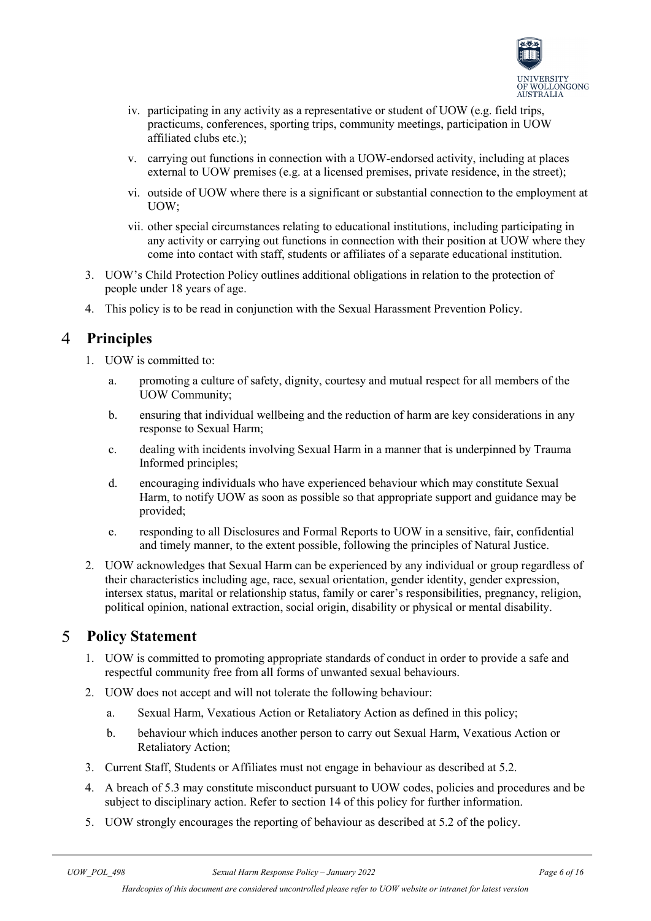iv. participating in any activity as a representative or student of UOW (e.g. field trips, practicums, conferences, sporting trips, community meetings, participation in UOW affiliated clubs etc.);

   v. carrying out functions in connection with a UOW-endorsed activity, including at places external to UOW premises (e.g. at a licensed premises, private residence, in the street);

   vi. outside of UOW where there is a significant or substantial connection to the employment at UOW;

   vii. other special circumstances relating to educational institutions, including participating in any activity or carrying out functions in connection with their position at UOW where they come into contact with staff, students or affiliates of a separate educational institution.

3. UOW's Child Protection Policy outlines additional obligations in relation to the protection of people under 18 years of age.
4. This policy is to be read in conjunction with the Sexual Harassment Prevention Policy.

# 4 Principles

1. UOW is committed to:
   a. promoting a culture of safety, dignity, courtesy and mutual respect for all members of the UOW Community;
   b. ensuring that individual wellbeing and the reduction of harm are key considerations in any response to Sexual Harm;
   c. dealing with incidents involving Sexual Harm in a manner that is underpinned by Trauma Informed principles;
   d. encouraging individuals who have experienced behaviour which may constitute Sexual Harm, to notify UOW as soon as possible so that appropriate support and guidance may be provided;
   e. responding to all Disclosures and Formal Reports to UOW in a sensitive, fair, confidential and timely manner, to the extent possible, following the principles of Natural Justice.
2. UOW acknowledges that Sexual Harm can be experienced by any individual or group regardless of their characteristics including age, race, sexual orientation, gender identity, gender expression, intersex status, marital or relationship status, family or carer's responsibilities, pregnancy, religion, political opinion, national extraction, social origin, disability or physical or mental disability.

# 5 Policy Statement

1. UOW is committed to promoting appropriate standards of conduct in order to provide a safe and respectful community free from all forms of unwanted sexual behaviours.
2. UOW does not accept and will not tolerate the following behaviour:
   a. Sexual Harm, Vexatious Action or Retaliatory Action as defined in this policy;
   b. behaviour which induces another person to carry out Sexual Harm, Vexatious Action or Retaliatory Action;
3. Current Staff, Students or Affiliates must not engage in behaviour as described at 5.2.
4. A breach of 5.3 may constitute misconduct pursuant to UOW codes, policies and procedures and be subject to disciplinary action. Refer to section 14 of this policy for further information.
5. UOW strongly encourages the reporting of behaviour as described at 5.2 of the policy.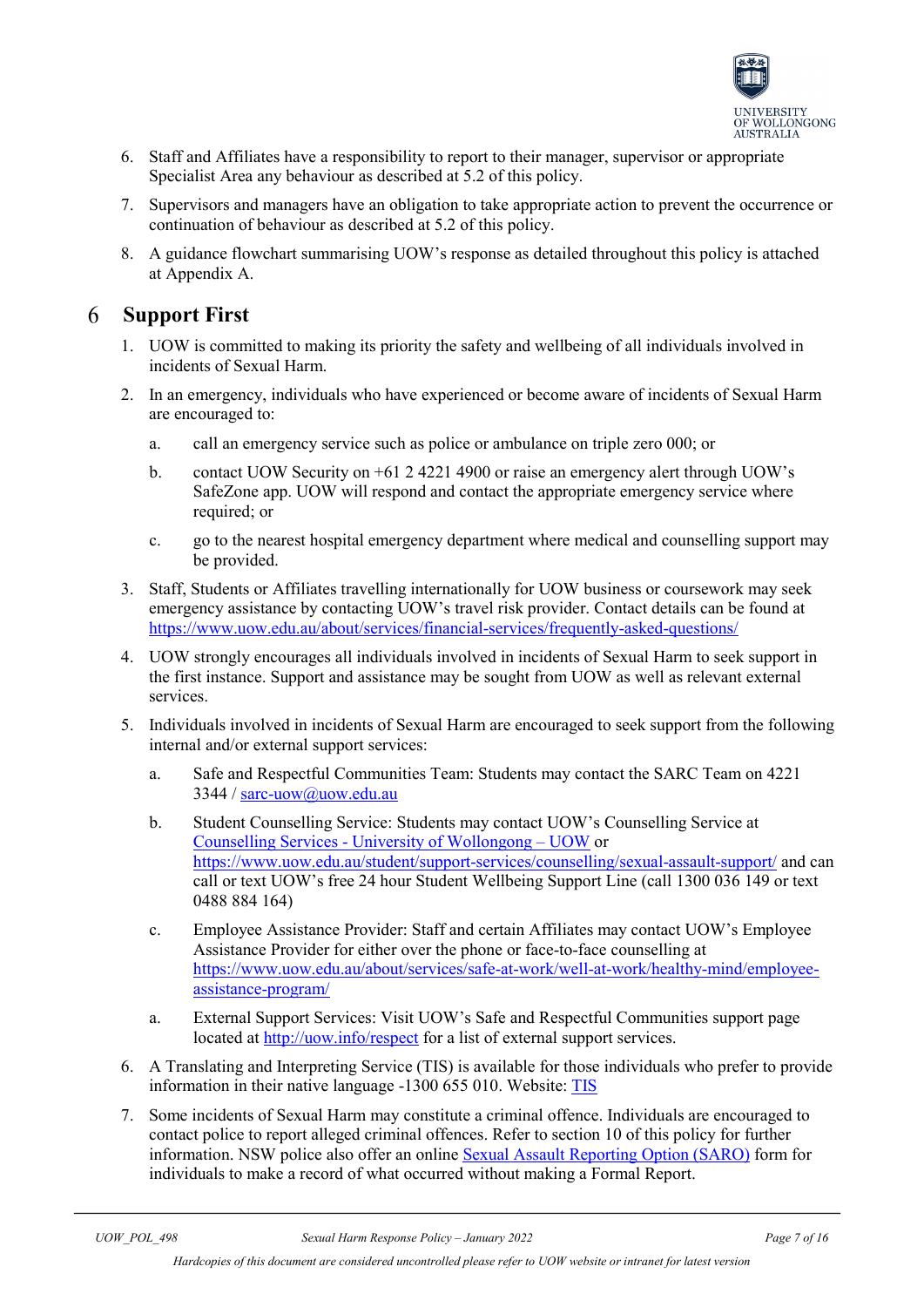6. Staff and Affiliates have a responsibility to report to their manager, supervisor or appropriate Specialist Area any behaviour as described at 5.2 of this policy.
7. Supervisors and managers have an obligation to take appropriate action to prevent the occurrence or continuation of behaviour as described at 5.2 of this policy.
8. A guidance flowchart summarising UOW's response as detailed throughout this policy is attached at Appendix A.

# 6 Support First

1. UOW is committed to making its priority the safety and wellbeing of all individuals involved in incidents of Sexual Harm.
2. In an emergency, individuals who have experienced or become aware of incidents of Sexual Harm are encouraged to:
   a. call an emergency service such as police or ambulance on triple zero 000; or
   b. contact UOW Security on +61 2 4221 4900 or raise an emergency alert through UOW's SafeZone app. UOW will respond and contact the appropriate emergency service where required; or
   c. go to the nearest hospital emergency department where medical and counselling support may be provided.
3. Staff, Students or Affiliates travelling internationally for UOW business or coursework may seek emergency assistance by contacting UOW's travel risk provider. Contact details can be found at https://www.uow.edu.au/about/services/financial-services/frequently-asked-questions/
4. UOW strongly encourages all individuals involved in incidents of Sexual Harm to seek support in the first instance. Support and assistance may be sought from UOW as well as relevant external services.
5. Individuals involved in incidents of Sexual Harm are encouraged to seek support from the following internal and/or external support services:
   a. Safe and Respectful Communities Team: Students may contact the SARC Team on 4221 3344 / sarc-uow@uow.edu.au
   b. Student Counselling Service: Students may contact UOW's Counselling Service at Counselling Services - University of Wollongong – UOW or https://www.uow.edu.au/student/support-services/counselling/sexual-assault-support/ and can call or text UOW's free 24 hour Student Wellbeing Support Line (call 1300 036 149 or text 0488 884 164)
   c. Employee Assistance Provider: Staff and certain Affiliates may contact UOW's Employee Assistance Provider for either over the phone or face-to-face counselling at https://www.uow.edu.au/about/services/safe-at-work/well-at-work/healthy-mind/employee-assistance-program/
   a. External Support Services: Visit UOW's Safe and Respectful Communities support page located at http://uow.info/respect for a list of external support services.
6. A Translating and Interpreting Service (TIS) is available for those individuals who prefer to provide information in their native language -1300 655 010. Website: TIS
7. Some incidents of Sexual Harm may constitute a criminal offence. Individuals are encouraged to contact police to report alleged criminal offences. Refer to section 10 of this policy for further information. NSW police also offer an online Sexual Assault Reporting Option (SARO) form for individuals to make a record of what occurred without making a Formal Report.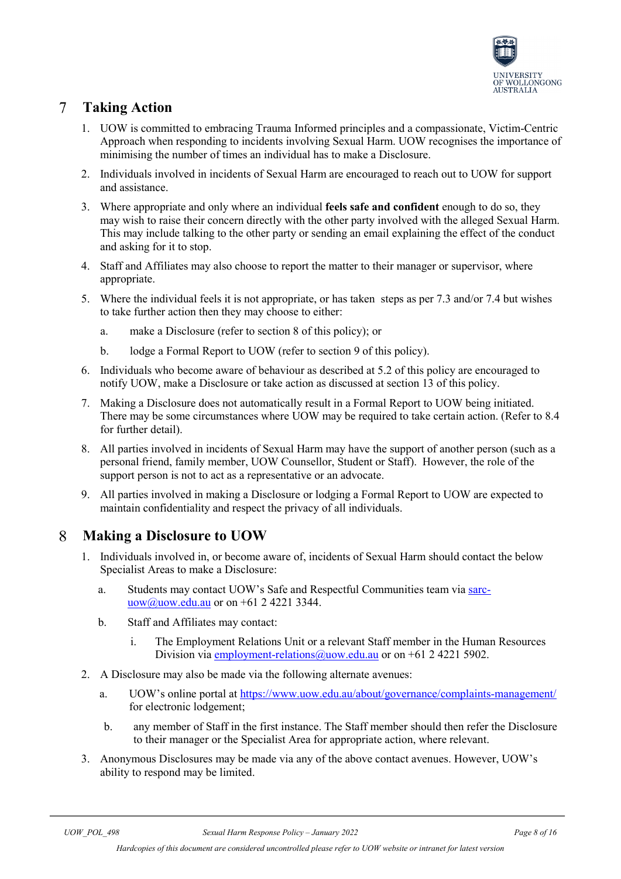## 7 Taking Action

1. UOW is committed to embracing Trauma Informed principles and a compassionate, Victim-Centric Approach when responding to incidents involving Sexual Harm. UOW recognises the importance of minimising the number of times an individual has to make a Disclosure.
2. Individuals involved in incidents of Sexual Harm are encouraged to reach out to UOW for support and assistance.
3. Where appropriate and only where an individual **feels safe and confident** enough to do so, they may wish to raise their concern directly with the other party involved with the alleged Sexual Harm. This may include talking to the other party or sending an email explaining the effect of the conduct and asking for it to stop.
4. Staff and Affiliates may also choose to report the matter to their manager or supervisor, where appropriate.
5. Where the individual feels it is not appropriate, or has taken steps as per 7.3 and/or 7.4 but wishes to take further action then they may choose to either:
   a. make a Disclosure (refer to section 8 of this policy); or
   b. lodge a Formal Report to UOW (refer to section 9 of this policy).
6. Individuals who become aware of behaviour as described at 5.2 of this policy are encouraged to notify UOW, make a Disclosure or take action as discussed at section 13 of this policy.
7. Making a Disclosure does not automatically result in a Formal Report to UOW being initiated. There may be some circumstances where UOW may be required to take certain action. (Refer to 8.4 for further detail).
8. All parties involved in incidents of Sexual Harm may have the support of another person (such as a personal friend, family member, UOW Counsellor, Student or Staff). However, the role of the support person is not to act as a representative or an advocate.
9. All parties involved in making a Disclosure or lodging a Formal Report to UOW are expected to maintain confidentiality and respect the privacy of all individuals.

## 8 Making a Disclosure to UOW

1. Individuals involved in, or become aware of, incidents of Sexual Harm should contact the below Specialist Areas to make a Disclosure:
   a. Students may contact UOW's Safe and Respectful Communities team via sarc-uow@uow.edu.au or on +61 2 4221 3344.
   b. Staff and Affiliates may contact:
      i. The Employment Relations Unit or a relevant Staff member in the Human Resources Division via employment-relations@uow.edu.au or on +61 2 4221 5902.
2. A Disclosure may also be made via the following alternate avenues:
   a. UOW's online portal at https://www.uow.edu.au/about/governance/complaints-management/ for electronic lodgement;
   b. any member of Staff in the first instance. The Staff member should then refer the Disclosure to their manager or the Specialist Area for appropriate action, where relevant.
3. Anonymous Disclosures may be made via any of the above contact avenues. However, UOW's ability to respond may be limited.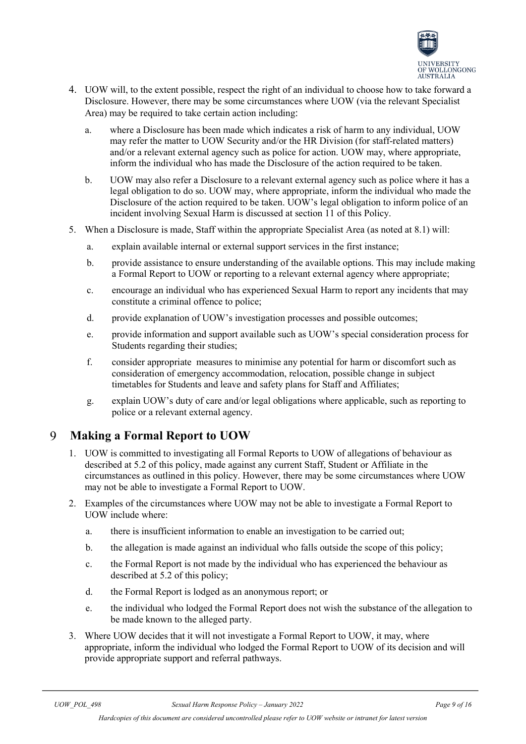4. UOW will, to the extent possible, respect the right of an individual to choose how to take forward a Disclosure. However, there may be some circumstances where UOW (via the relevant Specialist Area) may be required to take certain action including:

    a. where a Disclosure has been made which indicates a risk of harm to any individual, UOW may refer the matter to UOW Security and/or the HR Division (for staff-related matters) and/or a relevant external agency such as police for action. UOW may, where appropriate, inform the individual who has made the Disclosure of the action required to be taken.

    b. UOW may also refer a Disclosure to a relevant external agency such as police where it has a legal obligation to do so. UOW may, where appropriate, inform the individual who made the Disclosure of the action required to be taken. UOW's legal obligation to inform police of an incident involving Sexual Harm is discussed at section 11 of this Policy.

5. When a Disclosure is made, Staff within the appropriate Specialist Area (as noted at 8.1) will:

    a. explain available internal or external support services in the first instance;

    b. provide assistance to ensure understanding of the available options. This may include making a Formal Report to UOW or reporting to a relevant external agency where appropriate;

    c. encourage an individual who has experienced Sexual Harm to report any incidents that may constitute a criminal offence to police;

    d. provide explanation of UOW's investigation processes and possible outcomes;

    e. provide information and support available such as UOW's special consideration process for Students regarding their studies;

    f. consider appropriate measures to minimise any potential for harm or discomfort such as consideration of emergency accommodation, relocation, possible change in subject timetables for Students and leave and safety plans for Staff and Affiliates;

    g. explain UOW's duty of care and/or legal obligations where applicable, such as reporting to police or a relevant external agency.

# 9 Making a Formal Report to UOW

1. UOW is committed to investigating all Formal Reports to UOW of allegations of behaviour as described at 5.2 of this policy, made against any current Staff, Student or Affiliate in the circumstances as outlined in this policy. However, there may be some circumstances where UOW may not be able to investigate a Formal Report to UOW.

2. Examples of the circumstances where UOW may not be able to investigate a Formal Report to UOW include where:

    a. there is insufficient information to enable an investigation to be carried out;

    b. the allegation is made against an individual who falls outside the scope of this policy;

    c. the Formal Report is not made by the individual who has experienced the behaviour as described at 5.2 of this policy;

    d. the Formal Report is lodged as an anonymous report; or

    e. the individual who lodged the Formal Report does not wish the substance of the allegation to be made known to the alleged party.

3. Where UOW decides that it will not investigate a Formal Report to UOW, it may, where appropriate, inform the individual who lodged the Formal Report to UOW of its decision and will provide appropriate support and referral pathways.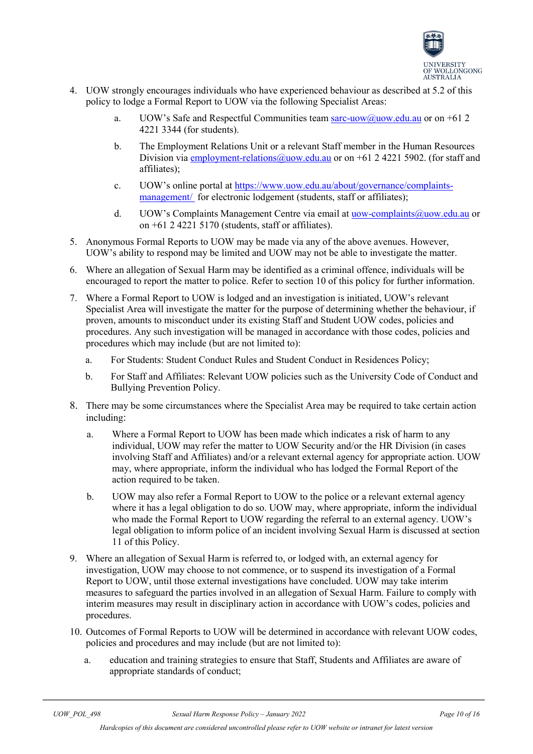4. UOW strongly encourages individuals who have experienced behaviour as described at 5.2 of this policy to lodge a Formal Report to UOW via the following Specialist Areas:
    a. UOW's Safe and Respectful Communities team sarc-uow@uow.edu.au or on +61 2 4221 3344 (for students).
    b. The Employment Relations Unit or a relevant Staff member in the Human Resources Division via employment-relations@uow.edu.au or on +61 2 4221 5902. (for staff and affiliates);
    c. UOW's online portal at https://www.uow.edu.au/about/governance/complaints-management/ for electronic lodgement (students, staff or affiliates);
    d. UOW's Complaints Management Centre via email at uow-complaints@uow.edu.au or on +61 2 4221 5170 (students, staff or affiliates).
5. Anonymous Formal Reports to UOW may be made via any of the above avenues. However, UOW's ability to respond may be limited and UOW may not be able to investigate the matter.
6. Where an allegation of Sexual Harm may be identified as a criminal offence, individuals will be encouraged to report the matter to police. Refer to section 10 of this policy for further information.
7. Where a Formal Report to UOW is lodged and an investigation is initiated, UOW's relevant Specialist Area will investigate the matter for the purpose of determining whether the behaviour, if proven, amounts to misconduct under its existing Staff and Student UOW codes, policies and procedures. Any such investigation will be managed in accordance with those codes, policies and procedures which may include (but are not limited to):
    a. For Students: Student Conduct Rules and Student Conduct in Residences Policy;
    b. For Staff and Affiliates: Relevant UOW policies such as the University Code of Conduct and Bullying Prevention Policy.
8. There may be some circumstances where the Specialist Area may be required to take certain action including:
    a. Where a Formal Report to UOW has been made which indicates a risk of harm to any individual, UOW may refer the matter to UOW Security and/or the HR Division (in cases involving Staff and Affiliates) and/or a relevant external agency for appropriate action. UOW may, where appropriate, inform the individual who has lodged the Formal Report of the action required to be taken.
    b. UOW may also refer a Formal Report to UOW to the police or a relevant external agency where it has a legal obligation to do so. UOW may, where appropriate, inform the individual who made the Formal Report to UOW regarding the referral to an external agency. UOW's legal obligation to inform police of an incident involving Sexual Harm is discussed at section 11 of this Policy.
9. Where an allegation of Sexual Harm is referred to, or lodged with, an external agency for investigation, UOW may choose to not commence, or to suspend its investigation of a Formal Report to UOW, until those external investigations have concluded. UOW may take interim measures to safeguard the parties involved in an allegation of Sexual Harm. Failure to comply with interim measures may result in disciplinary action in accordance with UOW's codes, policies and procedures.
10. Outcomes of Formal Reports to UOW will be determined in accordance with relevant UOW codes, policies and procedures and may include (but are not limited to):
    a. education and training strategies to ensure that Staff, Students and Affiliates are aware of appropriate standards of conduct;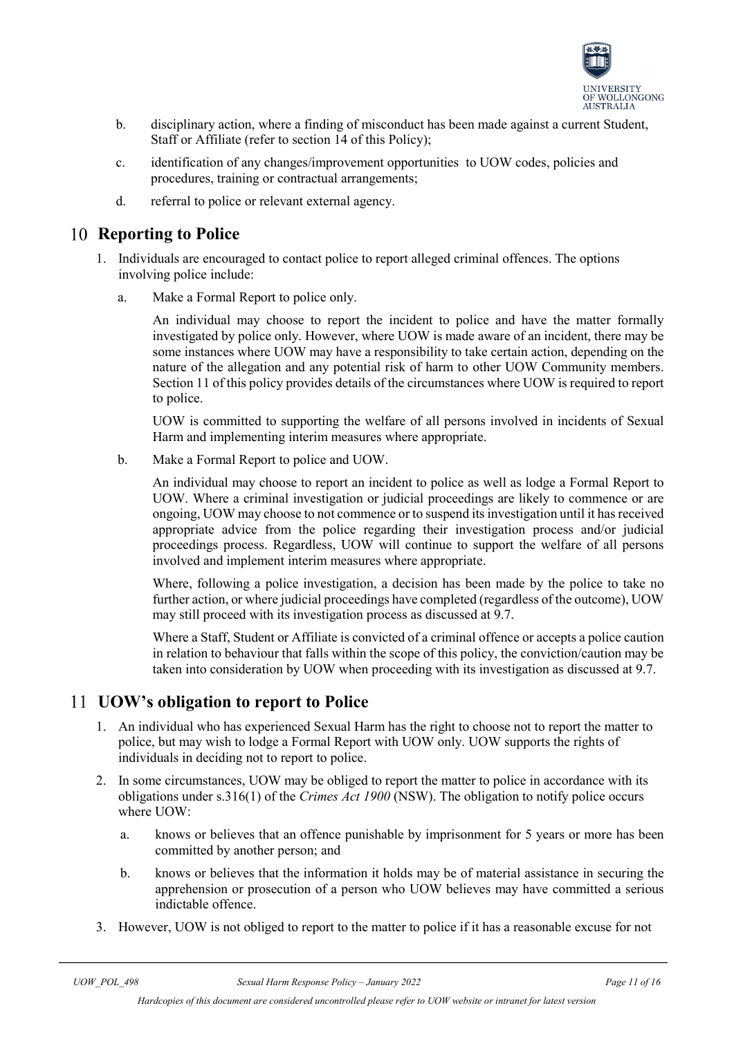b. disciplinary action, where a finding of misconduct has been made against a current Student, Staff or Affiliate (refer to section 14 of this Policy);

c. identification of any changes/improvement opportunities to UOW codes, policies and procedures, training or contractual arrangements;

d. referral to police or relevant external agency.

## 10 Reporting to Police

1. Individuals are encouraged to contact police to report alleged criminal offences. The options involving police include:

   a. Make a Formal Report to police only.

      An individual may choose to report the incident to police and have the matter formally investigated by police only. However, where UOW is made aware of an incident, there may be some instances where UOW may have a responsibility to take certain action, depending on the nature of the allegation and any potential risk of harm to other UOW Community members. Section 11 of this policy provides details of the circumstances where UOW is required to report to police.

      UOW is committed to supporting the welfare of all persons involved in incidents of Sexual Harm and implementing interim measures where appropriate.

   b. Make a Formal Report to police and UOW.

      An individual may choose to report an incident to police as well as lodge a Formal Report to UOW. Where a criminal investigation or judicial proceedings are likely to commence or are ongoing, UOW may choose to not commence or to suspend its investigation until it has received appropriate advice from the police regarding their investigation process and/or judicial proceedings process. Regardless, UOW will continue to support the welfare of all persons involved and implement interim measures where appropriate.

      Where, following a police investigation, a decision has been made by the police to take no further action, or where judicial proceedings have completed (regardless of the outcome), UOW may still proceed with its investigation process as discussed at 9.7.

      Where a Staff, Student or Affiliate is convicted of a criminal offence or accepts a police caution in relation to behaviour that falls within the scope of this policy, the conviction/caution may be taken into consideration by UOW when proceeding with its investigation as discussed at 9.7.

## 11 UOW's obligation to report to Police

1. An individual who has experienced Sexual Harm has the right to choose not to report the matter to police, but may wish to lodge a Formal Report with UOW only. UOW supports the rights of individuals in deciding not to report to police.

2. In some circumstances, UOW may be obliged to report the matter to police in accordance with its obligations under s.316(1) of the *Crimes Act 1900* (NSW). The obligation to notify police occurs where UOW:

   a. knows or believes that an offence punishable by imprisonment for 5 years or more has been committed by another person; and

   b. knows or believes that the information it holds may be of material assistance in securing the apprehension or prosecution of a person who UOW believes may have committed a serious indictable offence.

3. However, UOW is not obliged to report to the matter to police if it has a reasonable excuse for not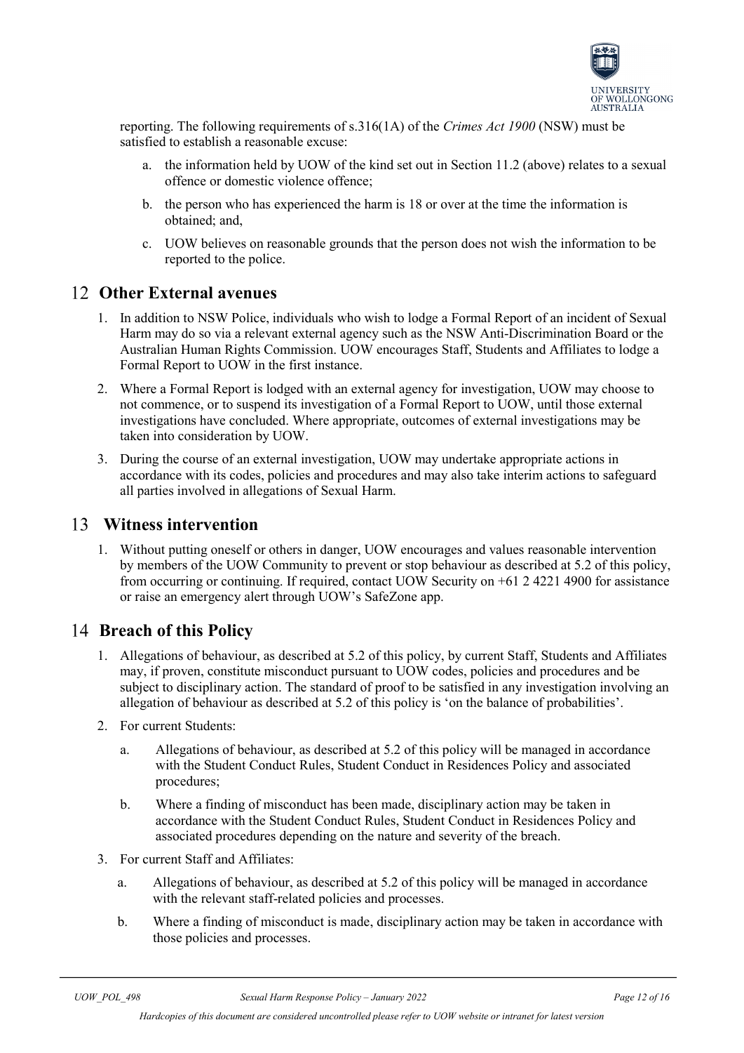reporting. The following requirements of s.316(1A) of the *Crimes Act 1900* (NSW) must be satisfied to establish a reasonable excuse:

a. the information held by UOW of the kind set out in Section 11.2 (above) relates to a sexual offence or domestic violence offence;

b. the person who has experienced the harm is 18 or over at the time the information is obtained; and,

c. UOW believes on reasonable grounds that the person does not wish the information to be reported to the police.

## 12 Other External avenues

1. In addition to NSW Police, individuals who wish to lodge a Formal Report of an incident of Sexual Harm may do so via a relevant external agency such as the NSW Anti-Discrimination Board or the Australian Human Rights Commission. UOW encourages Staff, Students and Affiliates to lodge a Formal Report to UOW in the first instance.
2. Where a Formal Report is lodged with an external agency for investigation, UOW may choose to not commence, or to suspend its investigation of a Formal Report to UOW, until those external investigations have concluded. Where appropriate, outcomes of external investigations may be taken into consideration by UOW.
3. During the course of an external investigation, UOW may undertake appropriate actions in accordance with its codes, policies and procedures and may also take interim actions to safeguard all parties involved in allegations of Sexual Harm.

## 13 Witness intervention

1. Without putting oneself or others in danger, UOW encourages and values reasonable intervention by members of the UOW Community to prevent or stop behaviour as described at 5.2 of this policy, from occurring or continuing. If required, contact UOW Security on +61 2 4221 4900 for assistance or raise an emergency alert through UOW's SafeZone app.

## 14 Breach of this Policy

1. Allegations of behaviour, as described at 5.2 of this policy, by current Staff, Students and Affiliates may, if proven, constitute misconduct pursuant to UOW codes, policies and procedures and be subject to disciplinary action. The standard of proof to be satisfied in any investigation involving an allegation of behaviour as described at 5.2 of this policy is 'on the balance of probabilities'.
2. For current Students:

   a. Allegations of behaviour, as described at 5.2 of this policy will be managed in accordance with the Student Conduct Rules, Student Conduct in Residences Policy and associated procedures;

   b. Where a finding of misconduct has been made, disciplinary action may be taken in accordance with the Student Conduct Rules, Student Conduct in Residences Policy and associated procedures depending on the nature and severity of the breach.
3. For current Staff and Affiliates:

   a. Allegations of behaviour, as described at 5.2 of this policy will be managed in accordance with the relevant staff-related policies and processes.

   b. Where a finding of misconduct is made, disciplinary action may be taken in accordance with those policies and processes.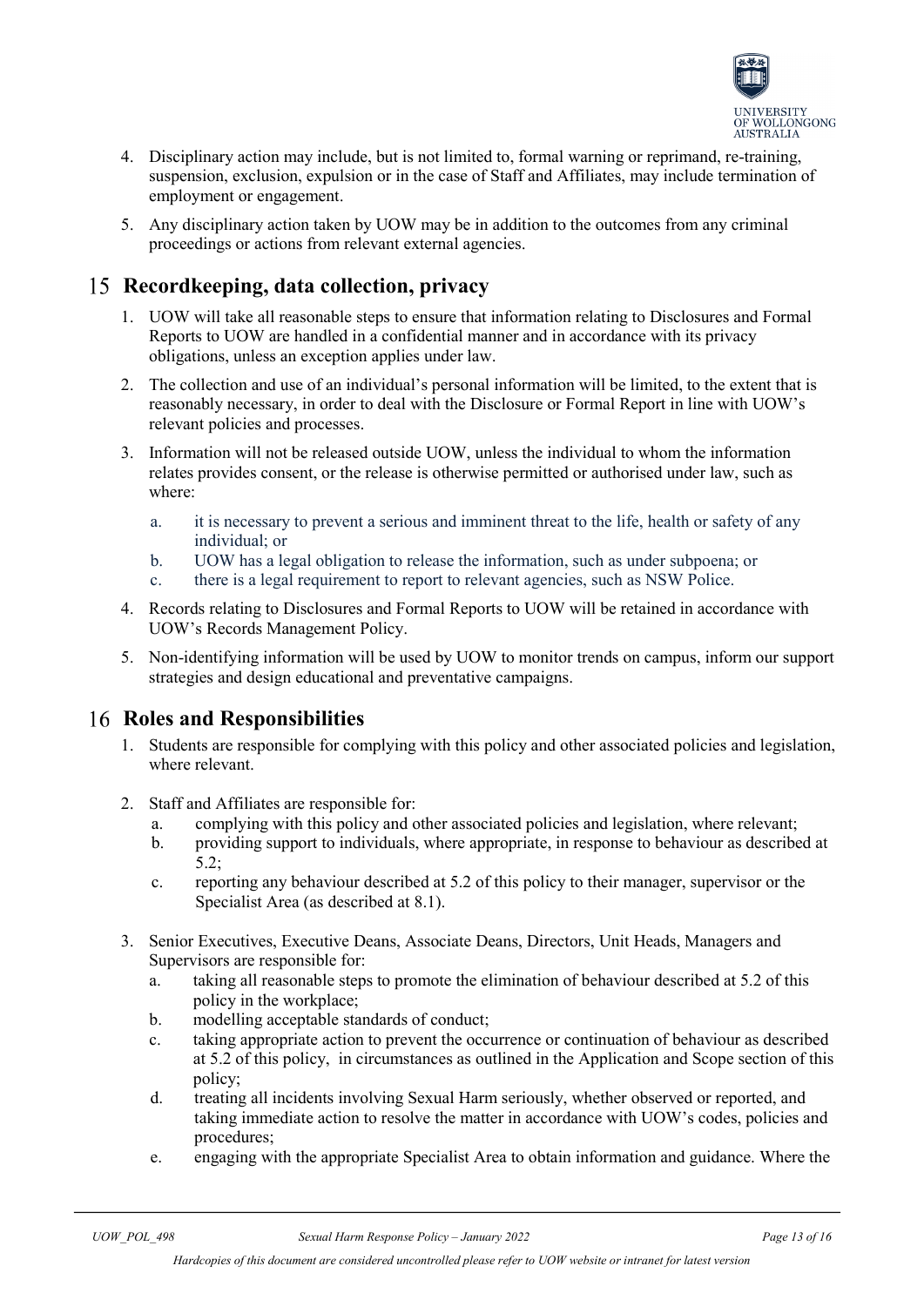4. Disciplinary action may include, but is not limited to, formal warning or reprimand, re-training, suspension, exclusion, expulsion or in the case of Staff and Affiliates, may include termination of employment or engagement.
5. Any disciplinary action taken by UOW may be in addition to the outcomes from any criminal proceedings or actions from relevant external agencies.

## 15 Recordkeeping, data collection, privacy

1. UOW will take all reasonable steps to ensure that information relating to Disclosures and Formal Reports to UOW are handled in a confidential manner and in accordance with its privacy obligations, unless an exception applies under law.
2. The collection and use of an individual's personal information will be limited, to the extent that is reasonably necessary, in order to deal with the Disclosure or Formal Report in line with UOW's relevant policies and processes.
3. Information will not be released outside UOW, unless the individual to whom the information relates provides consent, or the release is otherwise permitted or authorised under law, such as where:
   a. it is necessary to prevent a serious and imminent threat to the life, health or safety of any individual; or
   b. UOW has a legal obligation to release the information, such as under subpoena; or
   c. there is a legal requirement to report to relevant agencies, such as NSW Police.
4. Records relating to Disclosures and Formal Reports to UOW will be retained in accordance with UOW's Records Management Policy.
5. Non-identifying information will be used by UOW to monitor trends on campus, inform our support strategies and design educational and preventative campaigns.

## 16 Roles and Responsibilities

1. Students are responsible for complying with this policy and other associated policies and legislation, where relevant.
2. Staff and Affiliates are responsible for:
   a. complying with this policy and other associated policies and legislation, where relevant;
   b. providing support to individuals, where appropriate, in response to behaviour as described at 5.2;
   c. reporting any behaviour described at 5.2 of this policy to their manager, supervisor or the Specialist Area (as described at 8.1).
3. Senior Executives, Executive Deans, Associate Deans, Directors, Unit Heads, Managers and Supervisors are responsible for:
   a. taking all reasonable steps to promote the elimination of behaviour described at 5.2 of this policy in the workplace;
   b. modelling acceptable standards of conduct;
   c. taking appropriate action to prevent the occurrence or continuation of behaviour as described at 5.2 of this policy, in circumstances as outlined in the Application and Scope section of this policy;
   d. treating all incidents involving Sexual Harm seriously, whether observed or reported, and taking immediate action to resolve the matter in accordance with UOW's codes, policies and procedures;
   e. engaging with the appropriate Specialist Area to obtain information and guidance. Where the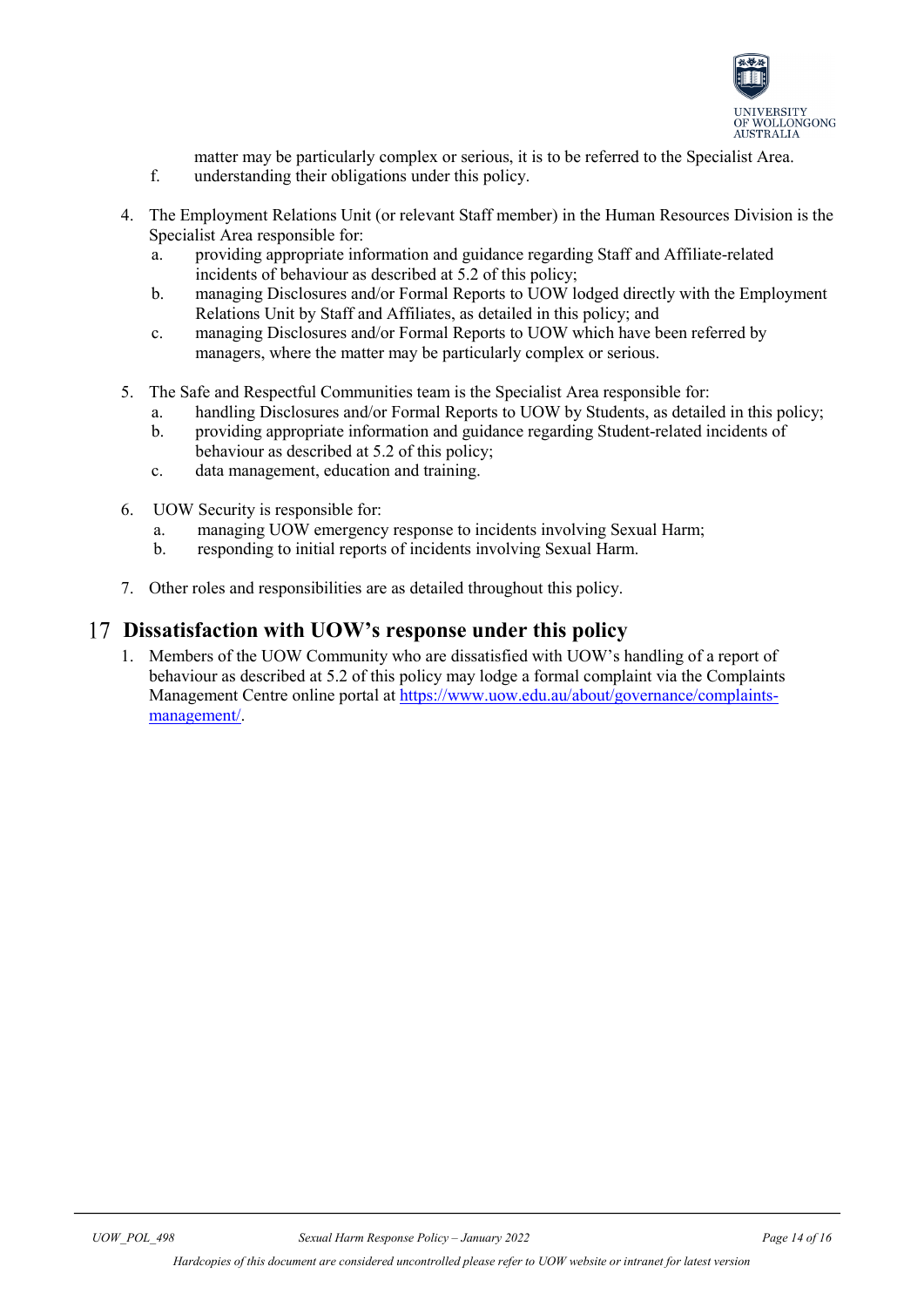matter may be particularly complex or serious, it is to be referred to the Specialist Area.

   f. understanding their obligations under this policy.

4. The Employment Relations Unit (or relevant Staff member) in the Human Resources Division is the Specialist Area responsible for:
   a. providing appropriate information and guidance regarding Staff and Affiliate-related incidents of behaviour as described at 5.2 of this policy;
   b. managing Disclosures and/or Formal Reports to UOW lodged directly with the Employment Relations Unit by Staff and Affiliates, as detailed in this policy; and
   c. managing Disclosures and/or Formal Reports to UOW which have been referred by managers, where the matter may be particularly complex or serious.

5. The Safe and Respectful Communities team is the Specialist Area responsible for:
   a. handling Disclosures and/or Formal Reports to UOW by Students, as detailed in this policy;
   b. providing appropriate information and guidance regarding Student-related incidents of behaviour as described at 5.2 of this policy;
   c. data management, education and training.

6. UOW Security is responsible for:
   a. managing UOW emergency response to incidents involving Sexual Harm;
   b. responding to initial reports of incidents involving Sexual Harm.

7. Other roles and responsibilities are as detailed throughout this policy.

## 17 Dissatisfaction with UOW's response under this policy

1. Members of the UOW Community who are dissatisfied with UOW's handling of a report of behaviour as described at 5.2 of this policy may lodge a formal complaint via the Complaints Management Centre online portal at https://www.uow.edu.au/about/governance/complaints-management/.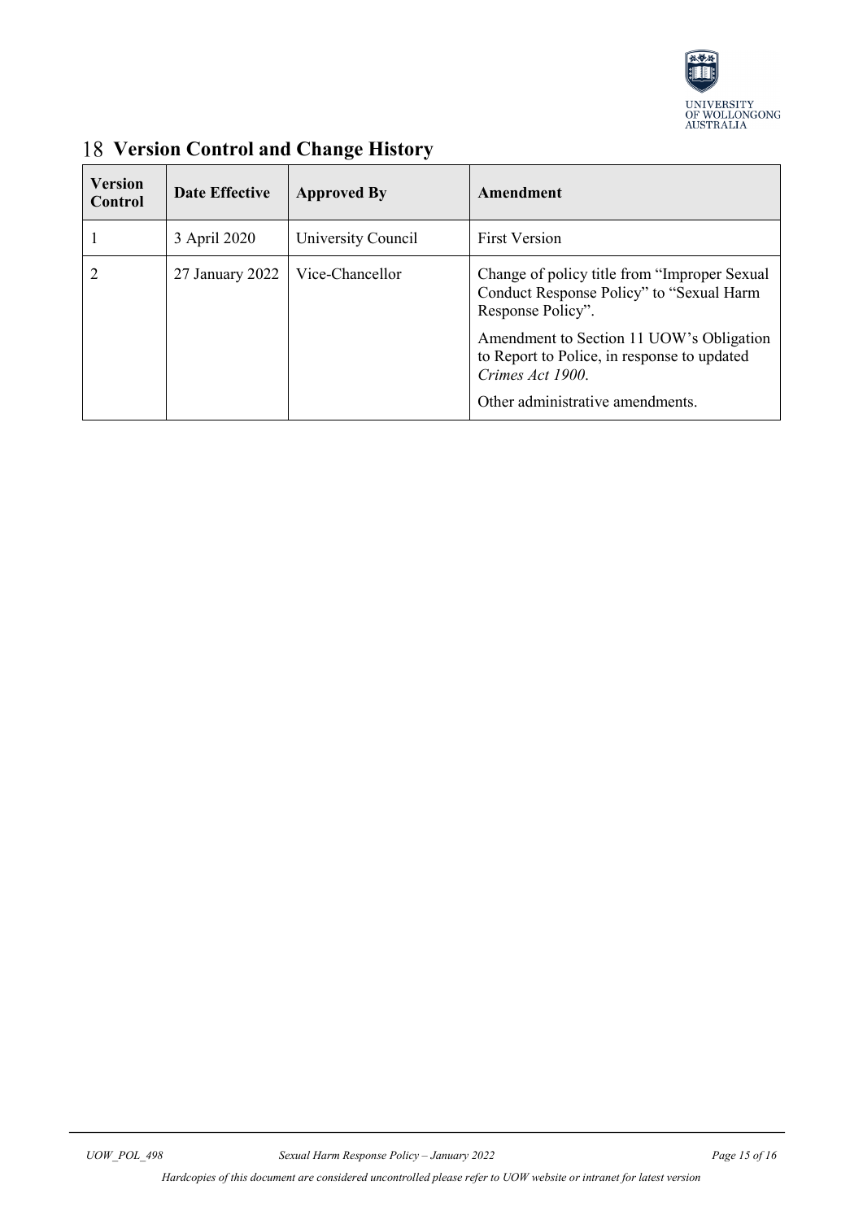# 18 Version Control and Change History

| Version Control | Date Effective | Approved By | Amendment |
|---|---|---|---|
| 1 | 3 April 2020 | University Council | First Version |
| 2 | 27 January 2022 | Vice-Chancellor | Change of policy title from "Improper Sexual Conduct Response Policy" to "Sexual Harm Response Policy".<br><br>Amendment to Section 11 UOW's Obligation to Report to Police, in response to updated *Crimes Act 1900*.<br><br>Other administrative amendments. |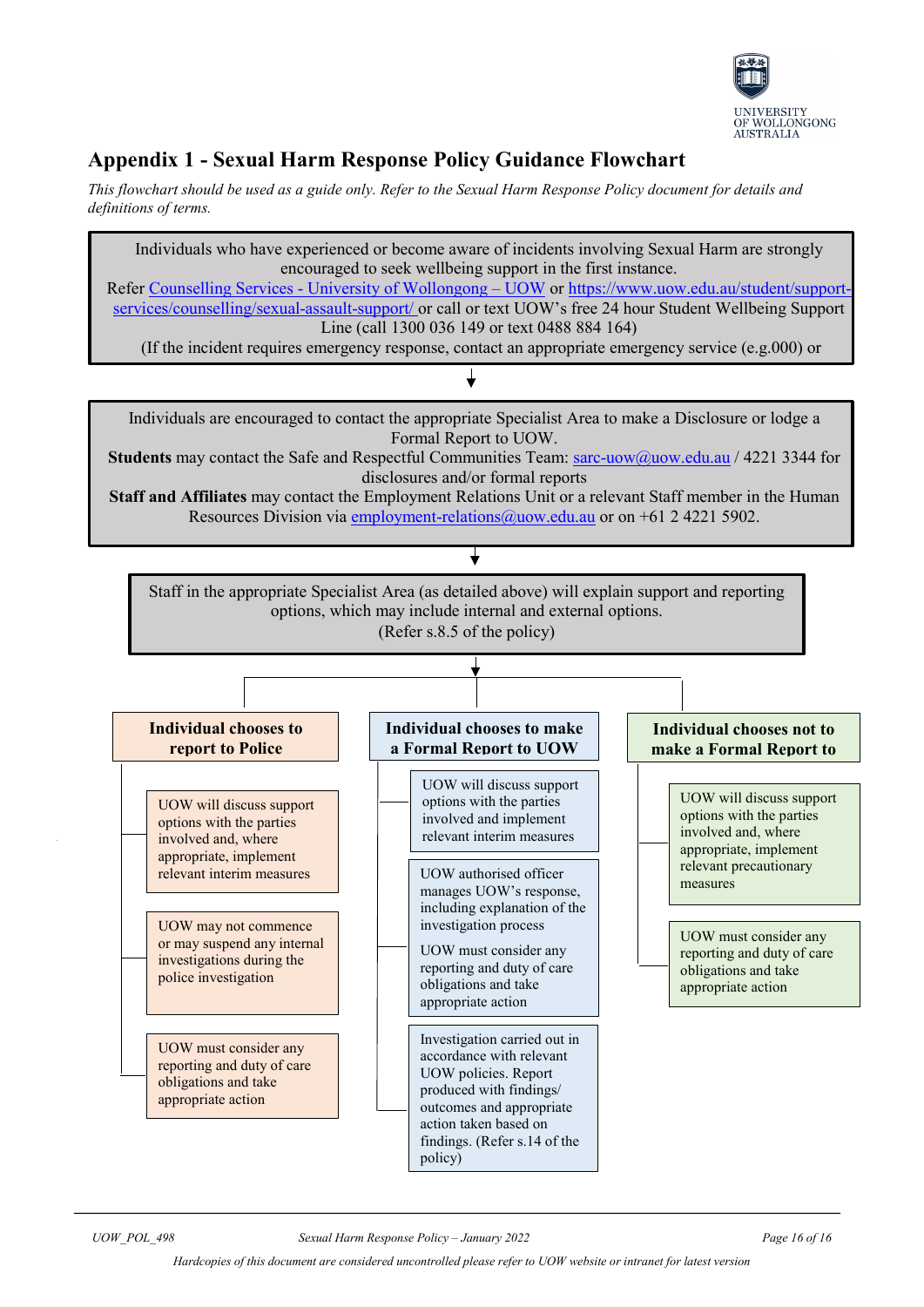# Appendix 1 - Sexual Harm Response Policy Guidance Flowchart

*This flowchart should be used as a guide only. Refer to the Sexual Harm Response Policy document for details and definitions of terms.*

Individuals who have experienced or become aware of incidents involving Sexual Harm are strongly encouraged to seek wellbeing support in the first instance.
Refer Counselling Services - University of Wollongong – UOW or https://www.uow.edu.au/student/support-services/counselling/sexual-assault-support/ or call or text UOW's free 24 hour Student Wellbeing Support Line (call 1300 036 149 or text 0488 884 164)
(If the incident requires emergency response, contact an appropriate emergency service (e.g.000) or

↓

Individuals are encouraged to contact the appropriate Specialist Area to make a Disclosure or lodge a Formal Report to UOW.
**Students** may contact the Safe and Respectful Communities Team: sarc-uow@uow.edu.au / 4221 3344 for disclosures and/or formal reports
**Staff and Affiliates** may contact the Employment Relations Unit or a relevant Staff member in the Human Resources Division via employment-relations@uow.edu.au or on +61 2 4221 5902.

↓

Staff in the appropriate Specialist Area (as detailed above) will explain support and reporting options, which may include internal and external options.
(Refer s.8.5 of the policy)

↓

**Individual chooses to report to Police**

- UOW will discuss support options with the parties involved and, where appropriate, implement relevant interim measures
- UOW may not commence or may suspend any internal investigations during the police investigation
- UOW must consider any reporting and duty of care obligations and take appropriate action

**Individual chooses to make a Formal Report to UOW**

- UOW will discuss support options with the parties involved and implement relevant interim measures
- UOW authorised officer manages UOW's response, including explanation of the investigation process
  UOW must consider any reporting and duty of care obligations and take appropriate action
- Investigation carried out in accordance with relevant UOW policies. Report produced with findings/ outcomes and appropriate action taken based on findings. (Refer s.14 of the policy)

**Individual chooses not to make a Formal Report to**

- UOW will discuss support options with the parties involved and, where appropriate, implement relevant precautionary measures
- UOW must consider any reporting and duty of care obligations and take appropriate action